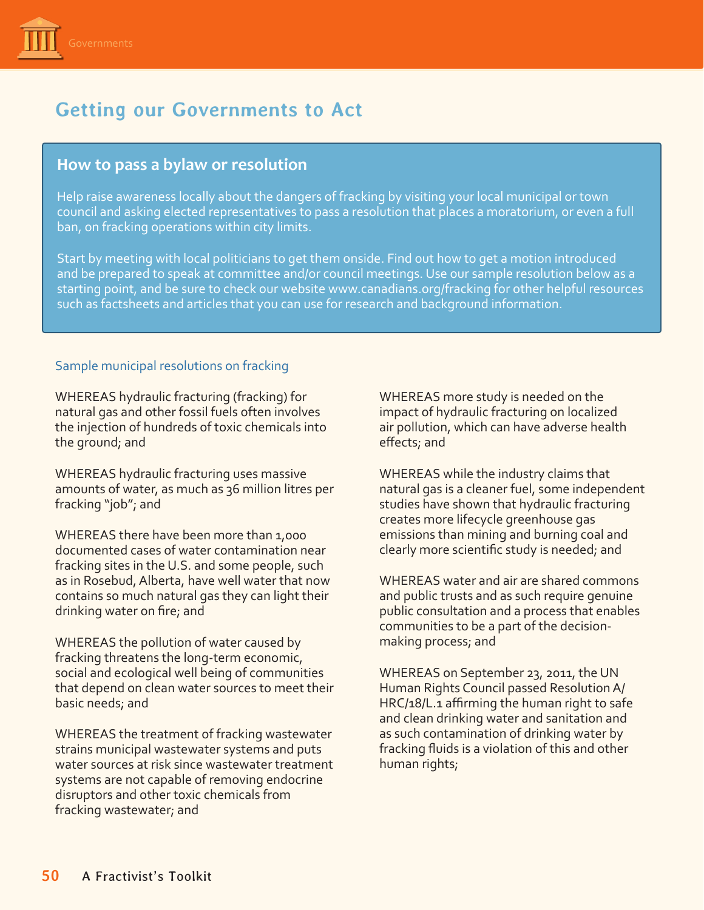# Getting our Governments to Act

## How to pass a bylaw or resolution

Help raise awareness locally about the dangers of fracking by visiting your local municipal or town council and asking elected representatives to pass a resolution that places a moratorium, or even a full ban, on fracking operations within city limits.

Start by meeting with local politicians to get them onside. Find out how to get a motion introduced and be prepared to speak at committee and/or council meetings. Use our sample resolution below as a starting point, and be sure to check our website www.canadians.org/fracking for other helpful resources such as factsheets and articles that you can use for research and background information.

### Sample municipal resolutions on fracking

WHEREAS hydraulic fracturing (fracking) for natural gas and other fossil fuels often involves the injection of hundreds of toxic chemicals into the ground; and

WHEREAS hydraulic fracturing uses massive amounts of water, as much as 36 million litres per fracking "job"; and

WHEREAS there have been more than 1,000 documented cases of water contamination near fracking sites in the U.S. and some people, such as in Rosebud, Alberta, have well water that now contains so much natural gas they can light their drinking water on fire; and

WHEREAS the pollution of water caused by fracking threatens the long-term economic, social and ecological well being of communities that depend on clean water sources to meet their basic needs; and

WHEREAS the treatment of fracking wastewater strains municipal wastewater systems and puts water sources at risk since wastewater treatment systems are not capable of removing endocrine disruptors and other toxic chemicals from fracking wastewater; and

WHEREAS more study is needed on the impact of hydraulic fracturing on localized air pollution, which can have adverse health effects; and

WHEREAS while the industry claims that natural gas is a cleaner fuel, some independent studies have shown that hydraulic fracturing creates more lifecycle greenhouse gas emissions than mining and burning coal and clearly more scientific study is needed; and

WHEREAS water and air are shared commons and public trusts and as such require genuine public consultation and a process that enables communities to be a part of the decision-making process; and

WHEREAS on September 23, 2011, the UN Human Rights Council passed Resolution A/HRC/18/L.1 affirming the human right to safe and clean drinking water and sanitation and as such contamination of drinking water by fracking fluids is a violation of this and other human rights;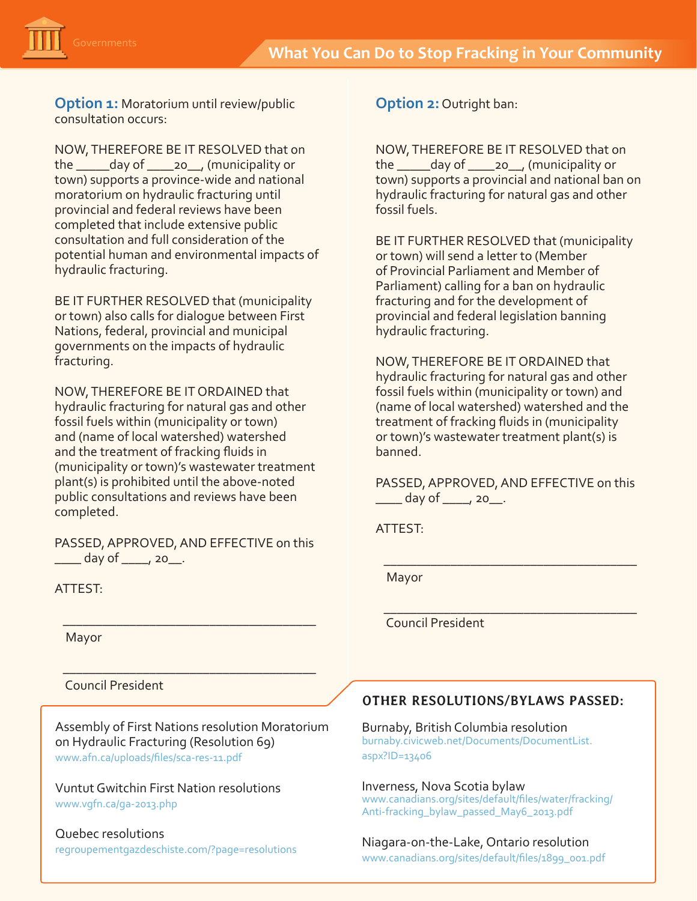**Option 1:** Moratorium until review/public consultation occurs:

NOW, THEREFORE BE IT RESOLVED that on the _____day of ____20__, (municipality or town) supports a province-wide and national moratorium on hydraulic fracturing until provincial and federal reviews have been completed that include extensive public consultation and full consideration of the potential human and environmental impacts of hydraulic fracturing.

BE IT FURTHER RESOLVED that (municipality or town) also calls for dialogue between First Nations, federal, provincial and municipal governments on the impacts of hydraulic fracturing.

NOW, THEREFORE BE IT ORDAINED that hydraulic fracturing for natural gas and other fossil fuels within (municipality or town) and (name of local watershed) watershed and the treatment of fracking fluids in (municipality or town)'s wastewater treatment plant(s) is prohibited until the above-noted public consultations and reviews have been completed.

PASSED, APPROVED, AND EFFECTIVE on this ____ day of ____, 20__.

ATTEST:

_____________________________________
Mayor

_____________________________________
Council President

**Option 2:** Outright ban:

NOW, THEREFORE BE IT RESOLVED that on the _____day of ____20__, (municipality or town) supports a provincial and national ban on hydraulic fracturing for natural gas and other fossil fuels.

BE IT FURTHER RESOLVED that (municipality or town) will send a letter to (Member of Provincial Parliament and Member of Parliament) calling for a ban on hydraulic fracturing and for the development of provincial and federal legislation banning hydraulic fracturing.

NOW, THEREFORE BE IT ORDAINED that hydraulic fracturing for natural gas and other fossil fuels within (municipality or town) and (name of local watershed) watershed and the treatment of fracking fluids in (municipality or town)'s wastewater treatment plant(s) is banned.

PASSED, APPROVED, AND EFFECTIVE on this ____ day of ____, 20__.

ATTEST:

_____________________________________
Mayor

_____________________________________
Council President

## OTHER RESOLUTIONS/BYLAWS PASSED:

Assembly of First Nations resolution Moratorium on Hydraulic Fracturing (Resolution 69)
www.afn.ca/uploads/files/sca-res-11.pdf

Vuntut Gwitchin First Nation resolutions
www.vgfn.ca/ga-2013.php

Quebec resolutions
regroupementgazdeschiste.com/?page=resolutions

Burnaby, British Columbia resolution
burnaby.civicweb.net/Documents/DocumentList.aspx?ID=13406

Inverness, Nova Scotia bylaw
www.canadians.org/sites/default/files/water/fracking/Anti-fracking_bylaw_passed_May6_2013.pdf

Niagara-on-the-Lake, Ontario resolution
www.canadians.org/sites/default/files/1899_001.pdf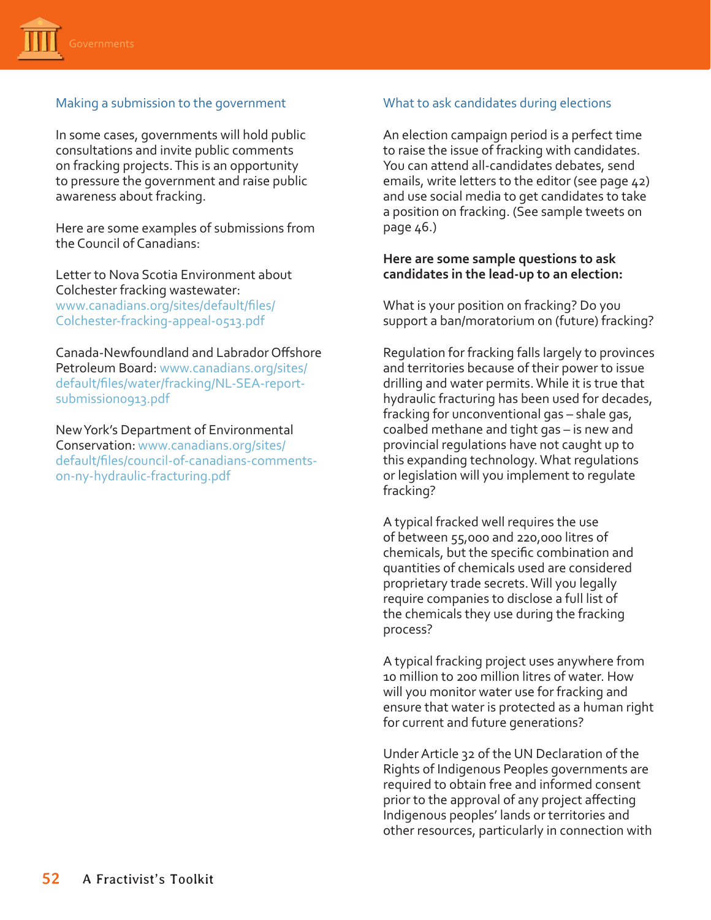## Making a submission to the government

In some cases, governments will hold public consultations and invite public comments on fracking projects. This is an opportunity to pressure the government and raise public awareness about fracking.

Here are some examples of submissions from the Council of Canadians:

Letter to Nova Scotia Environment about Colchester fracking wastewater: www.canadians.org/sites/default/files/Colchester-fracking-appeal-0513.pdf

Canada-Newfoundland and Labrador Offshore Petroleum Board: www.canadians.org/sites/default/files/water/fracking/NL-SEA-report-submission0913.pdf

New York's Department of Environmental Conservation: www.canadians.org/sites/default/files/council-of-canadians-comments-on-ny-hydraulic-fracturing.pdf

## What to ask candidates during elections

An election campaign period is a perfect time to raise the issue of fracking with candidates. You can attend all-candidates debates, send emails, write letters to the editor (see page 42) and use social media to get candidates to take a position on fracking. (See sample tweets on page 46.)

**Here are some sample questions to ask candidates in the lead-up to an election:**

What is your position on fracking? Do you support a ban/moratorium on (future) fracking?

Regulation for fracking falls largely to provinces and territories because of their power to issue drilling and water permits. While it is true that hydraulic fracturing has been used for decades, fracking for unconventional gas – shale gas, coalbed methane and tight gas – is new and provincial regulations have not caught up to this expanding technology. What regulations or legislation will you implement to regulate fracking?

A typical fracked well requires the use of between 55,000 and 220,000 litres of chemicals, but the specific combination and quantities of chemicals used are considered proprietary trade secrets. Will you legally require companies to disclose a full list of the chemicals they use during the fracking process?

A typical fracking project uses anywhere from 10 million to 200 million litres of water. How will you monitor water use for fracking and ensure that water is protected as a human right for current and future generations?

Under Article 32 of the UN Declaration of the Rights of Indigenous Peoples governments are required to obtain free and informed consent prior to the approval of any project affecting Indigenous peoples' lands or territories and other resources, particularly in connection with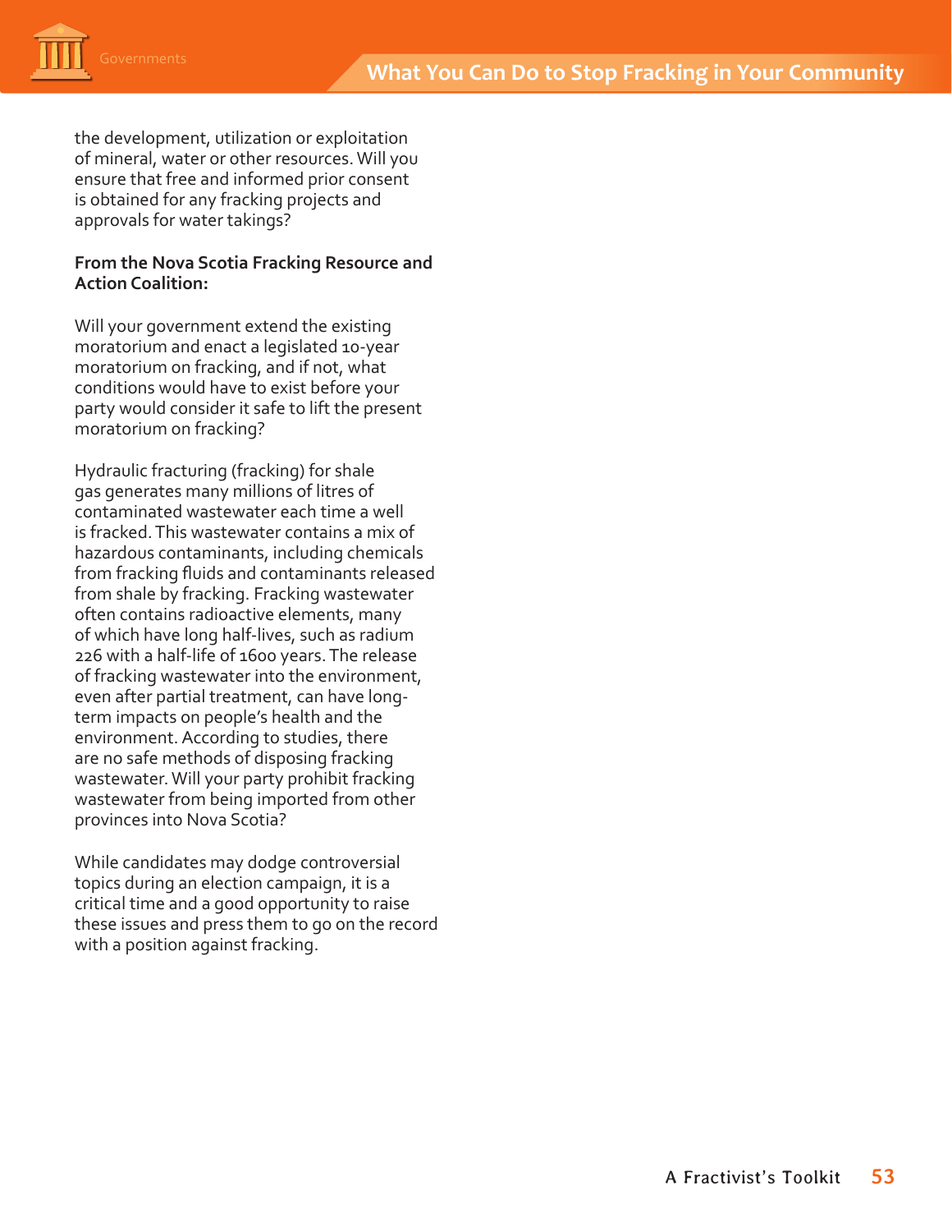the development, utilization or exploitation of mineral, water or other resources. Will you ensure that free and informed prior consent is obtained for any fracking projects and approvals for water takings?

**From the Nova Scotia Fracking Resource and Action Coalition:**

Will your government extend the existing moratorium and enact a legislated 10-year moratorium on fracking, and if not, what conditions would have to exist before your party would consider it safe to lift the present moratorium on fracking?

Hydraulic fracturing (fracking) for shale gas generates many millions of litres of contaminated wastewater each time a well is fracked. This wastewater contains a mix of hazardous contaminants, including chemicals from fracking fluids and contaminants released from shale by fracking. Fracking wastewater often contains radioactive elements, many of which have long half-lives, such as radium 226 with a half-life of 1600 years. The release of fracking wastewater into the environment, even after partial treatment, can have long-term impacts on people's health and the environment. According to studies, there are no safe methods of disposing fracking wastewater. Will your party prohibit fracking wastewater from being imported from other provinces into Nova Scotia?

While candidates may dodge controversial topics during an election campaign, it is a critical time and a good opportunity to raise these issues and press them to go on the record with a position against fracking.